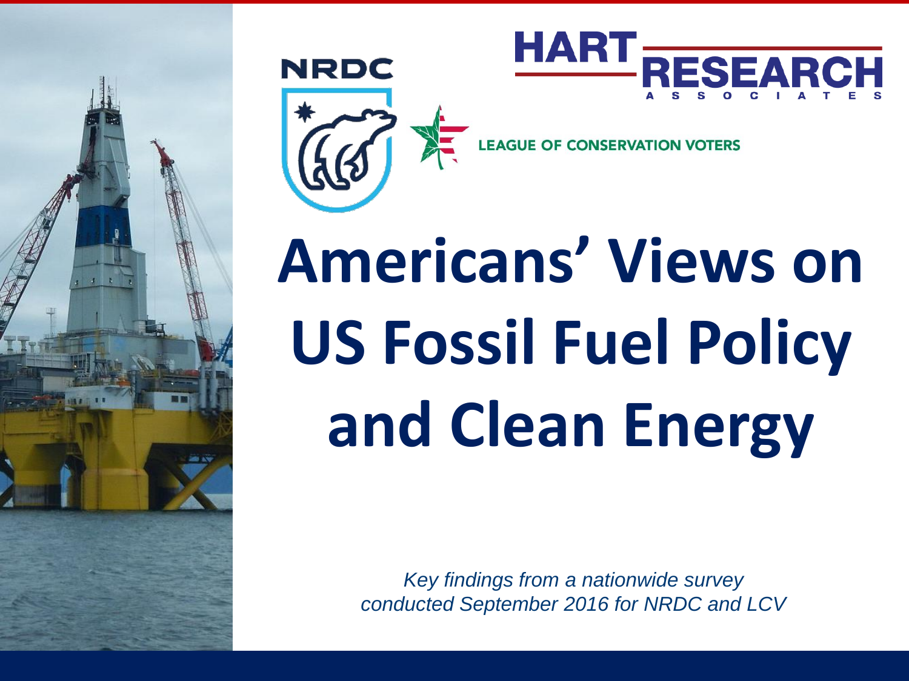NRDC

HART RESEARCH ASSOCIATES

LEAGUE OF CONSERVATION VOTERS

# Americans' Views on US Fossil Fuel Policy and Clean Energy

*Key findings from a nationwide survey conducted September 2016 for NRDC and LCV*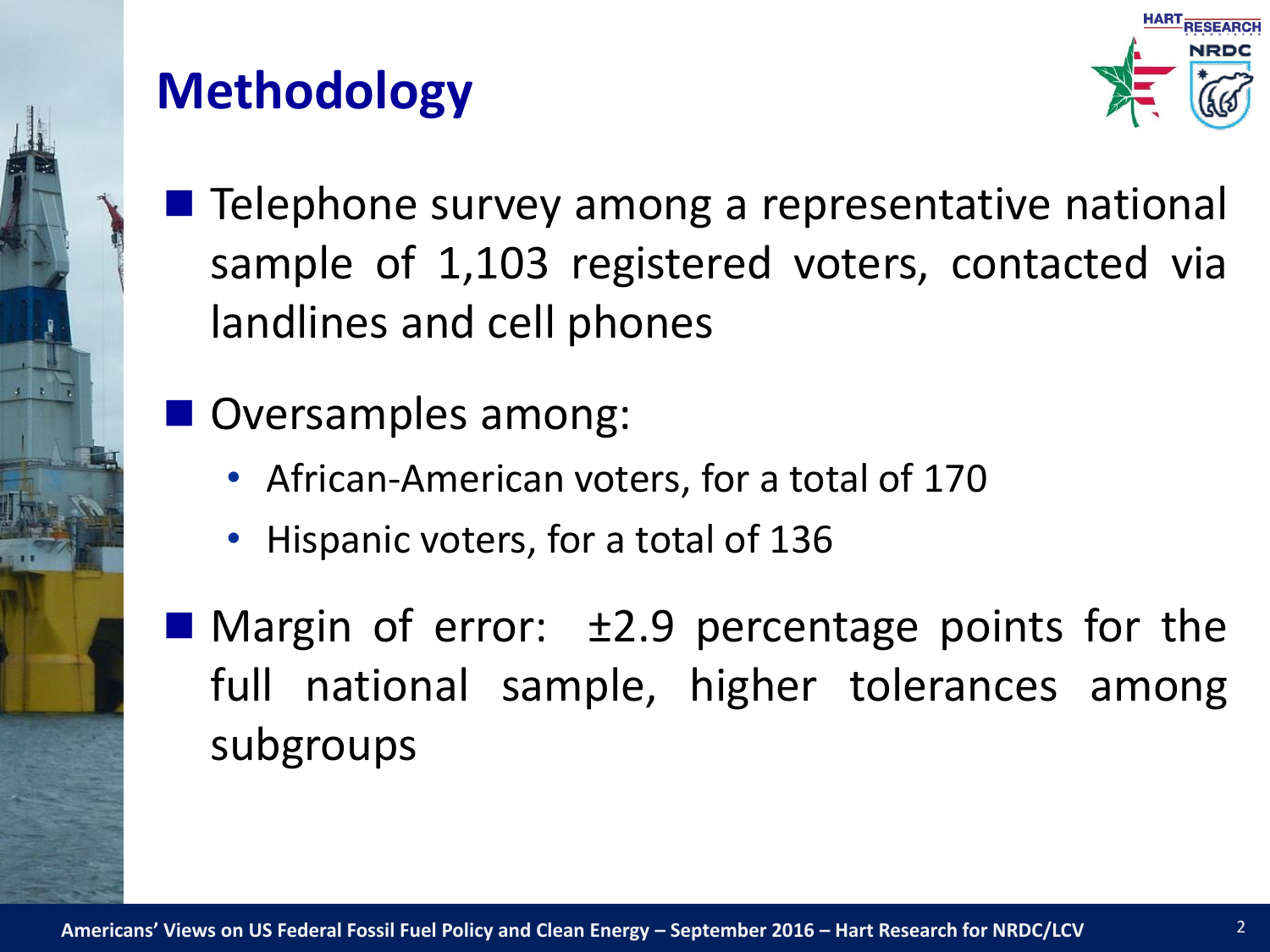# Methodology

- Telephone survey among a representative national sample of 1,103 registered voters, contacted via landlines and cell phones
- Oversamples among:
  - African-American voters, for a total of 170
  - Hispanic voters, for a total of 136
- Margin of error: ±2.9 percentage points for the full national sample, higher tolerances among subgroups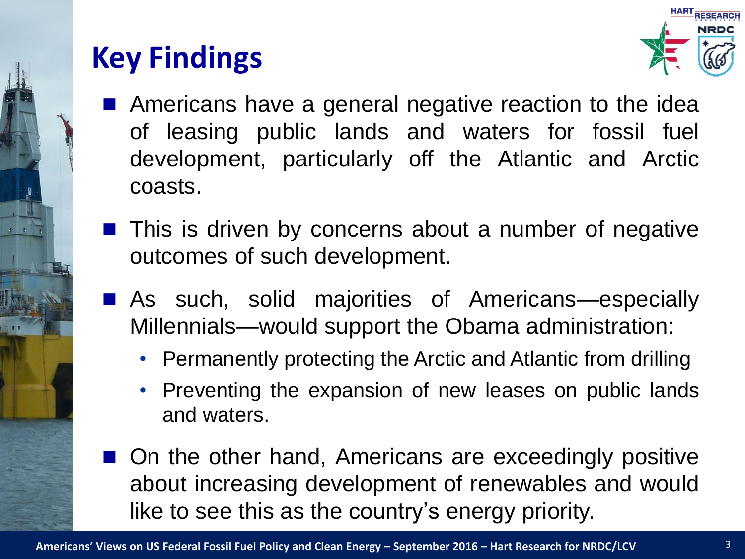# Key Findings

- Americans have a general negative reaction to the idea of leasing public lands and waters for fossil fuel development, particularly off the Atlantic and Arctic coasts.
- This is driven by concerns about a number of negative outcomes of such development.
- As such, solid majorities of Americans—especially Millennials—would support the Obama administration:
  - Permanently protecting the Arctic and Atlantic from drilling
  - Preventing the expansion of new leases on public lands and waters.
- On the other hand, Americans are exceedingly positive about increasing development of renewables and would like to see this as the country's energy priority.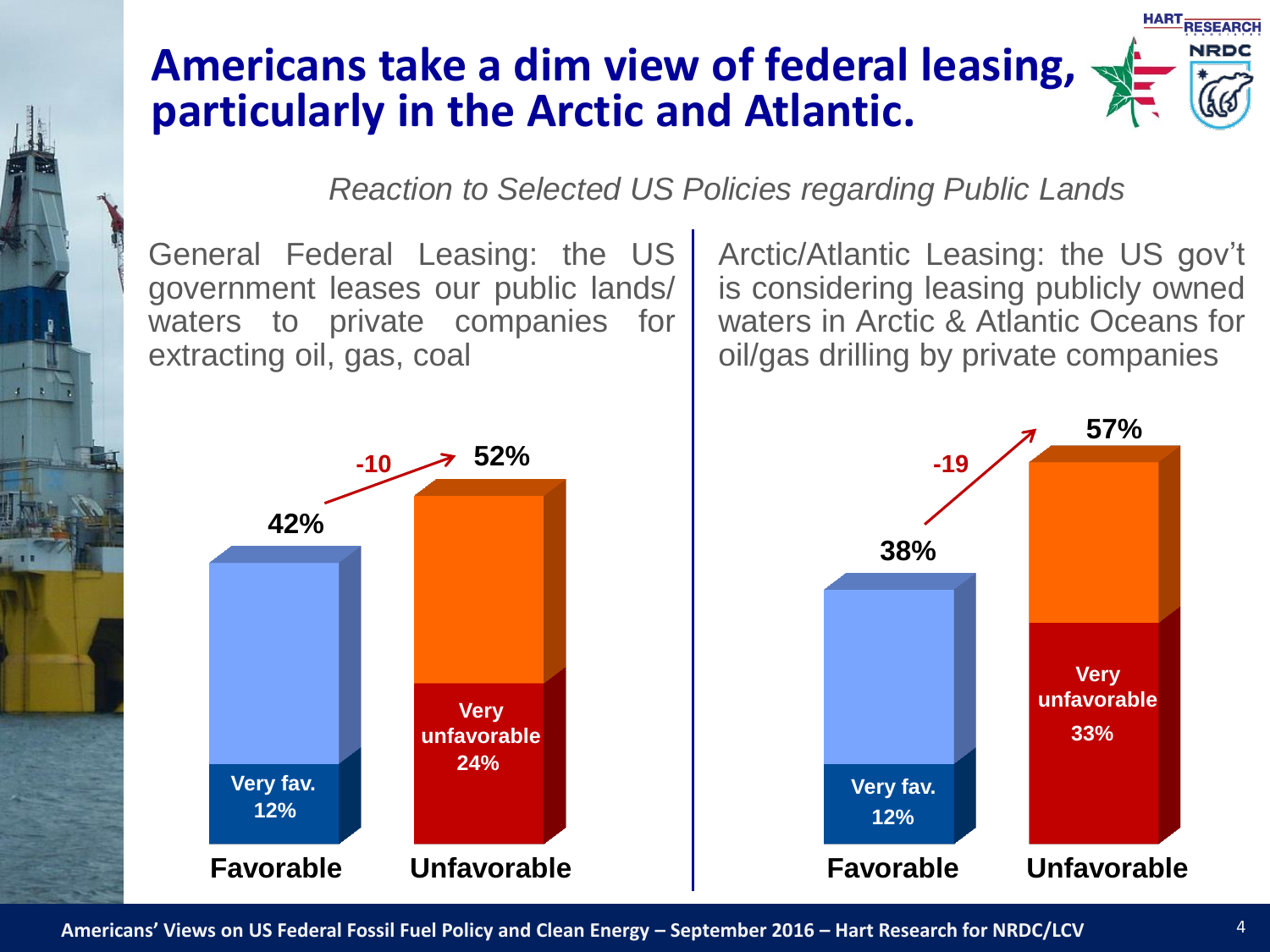# Americans take a dim view of federal leasing, particularly in the Arctic and Atlantic.

*Reaction to Selected US Policies regarding Public Lands*

General Federal Leasing: the US government leases our public lands/ waters to private companies for extracting oil, gas, coal

| | Favorable | Unfavorable |
|---|---|---|
| Total | 42% | 52% |
| Very fav. / Very unfavorable | 12% | 24% |
| Net | -10 | |

Arctic/Atlantic Leasing: the US gov't is considering leasing publicly owned waters in Arctic & Atlantic Oceans for oil/gas drilling by private companies

| | Favorable | Unfavorable |
|---|---|---|
| Total | 38% | 57% |
| Very fav. / Very unfavorable | 12% | 33% |
| Net | -19 | |

Americans' Views on US Federal Fossil Fuel Policy and Clean Energy – September 2016 – Hart Research for NRDC/LCV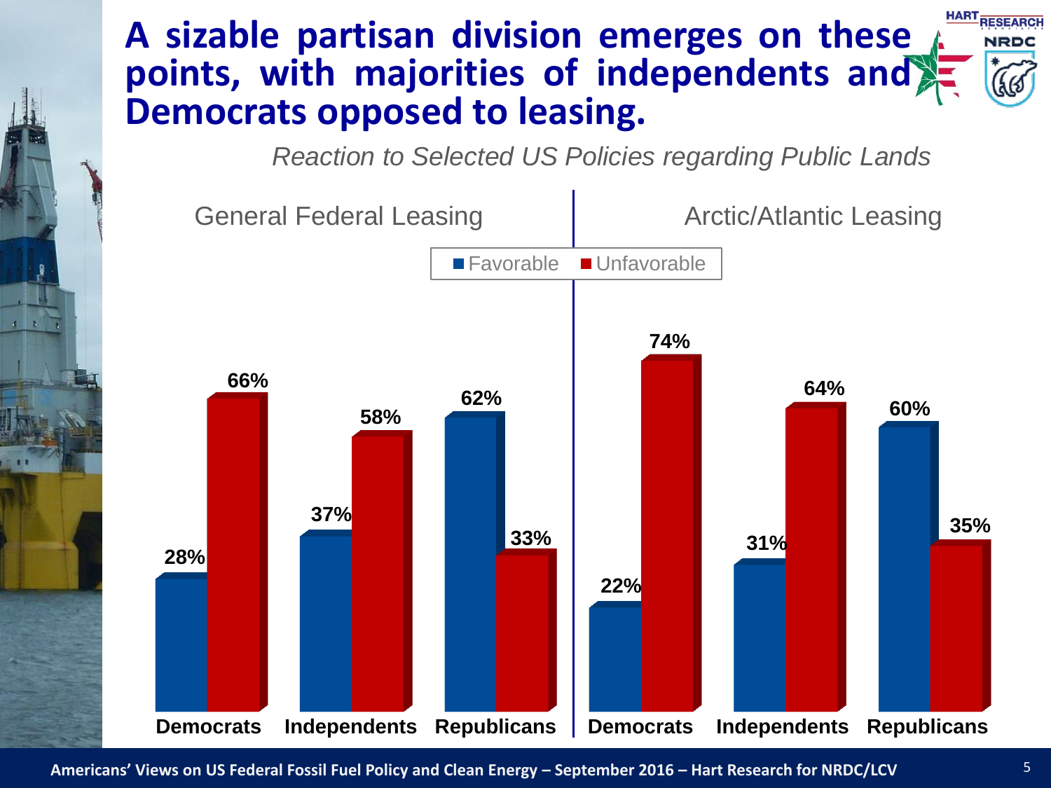# A sizable partisan division emerges on these points, with majorities of independents and Democrats opposed to leasing.

*Reaction to Selected US Policies regarding Public Lands*

| | General Federal Leasing | | | Arctic/Atlantic Leasing | | |
|---|---|---|---|---|---|---|
| | Democrats | Independents | Republicans | Democrats | Independents | Republicans |
| Favorable | 28% | 37% | 62% | 22% | 31% | 60% |
| Unfavorable | 66% | 58% | 33% | 74% | 64% | 35% |

Americans' Views on US Federal Fossil Fuel Policy and Clean Energy – September 2016 – Hart Research for NRDC/LCV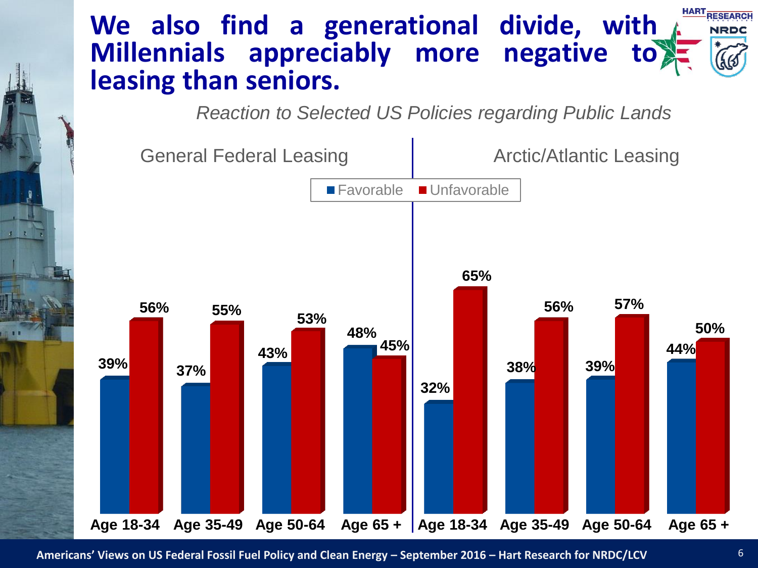# We also find a generational divide, with Millennials appreciably more negative to leasing than seniors.

*Reaction to Selected US Policies regarding Public Lands*

| | General Federal Leasing | | Arctic/Atlantic Leasing | |
|---|---|---|---|---|
| | Favorable | Unfavorable | Favorable | Unfavorable |
| Age 18-34 | 39% | 56% | 32% | 65% |
| Age 35-49 | 37% | 55% | 38% | 56% |
| Age 50-64 | 43% | 53% | 39% | 57% |
| Age 65 + | 48% | 45% | 44% | 50% |

Americans' Views on US Federal Fossil Fuel Policy and Clean Energy – September 2016 – Hart Research for NRDC/LCV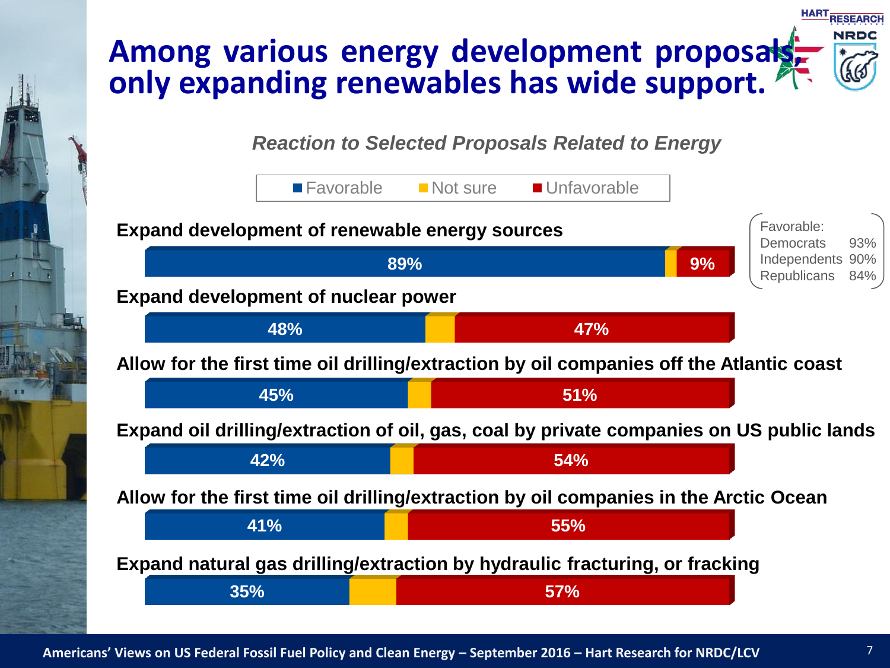# Among various energy development proposals, only expanding renewables has wide support.

*Reaction to Selected Proposals Related to Energy*

| Proposal | Favorable | Not sure | Unfavorable |
|---|---|---|---|
| Expand development of renewable energy sources | 89% | | 9% |
| Expand development of nuclear power | 48% | | 47% |
| Allow for the first time oil drilling/extraction by oil companies off the Atlantic coast | 45% | | 51% |
| Expand oil drilling/extraction of oil, gas, coal by private companies on US public lands | 42% | | 54% |
| Allow for the first time oil drilling/extraction by oil companies in the Arctic Ocean | 41% | | 55% |
| Expand natural gas drilling/extraction by hydraulic fracturing, or fracking | 35% | | 57% |

Favorable (Expand development of renewable energy sources):

| | |
|---|---|
| Democrats | 93% |
| Independents | 90% |
| Republicans | 84% |

Americans' Views on US Federal Fossil Fuel Policy and Clean Energy – September 2016 – Hart Research for NRDC/LCV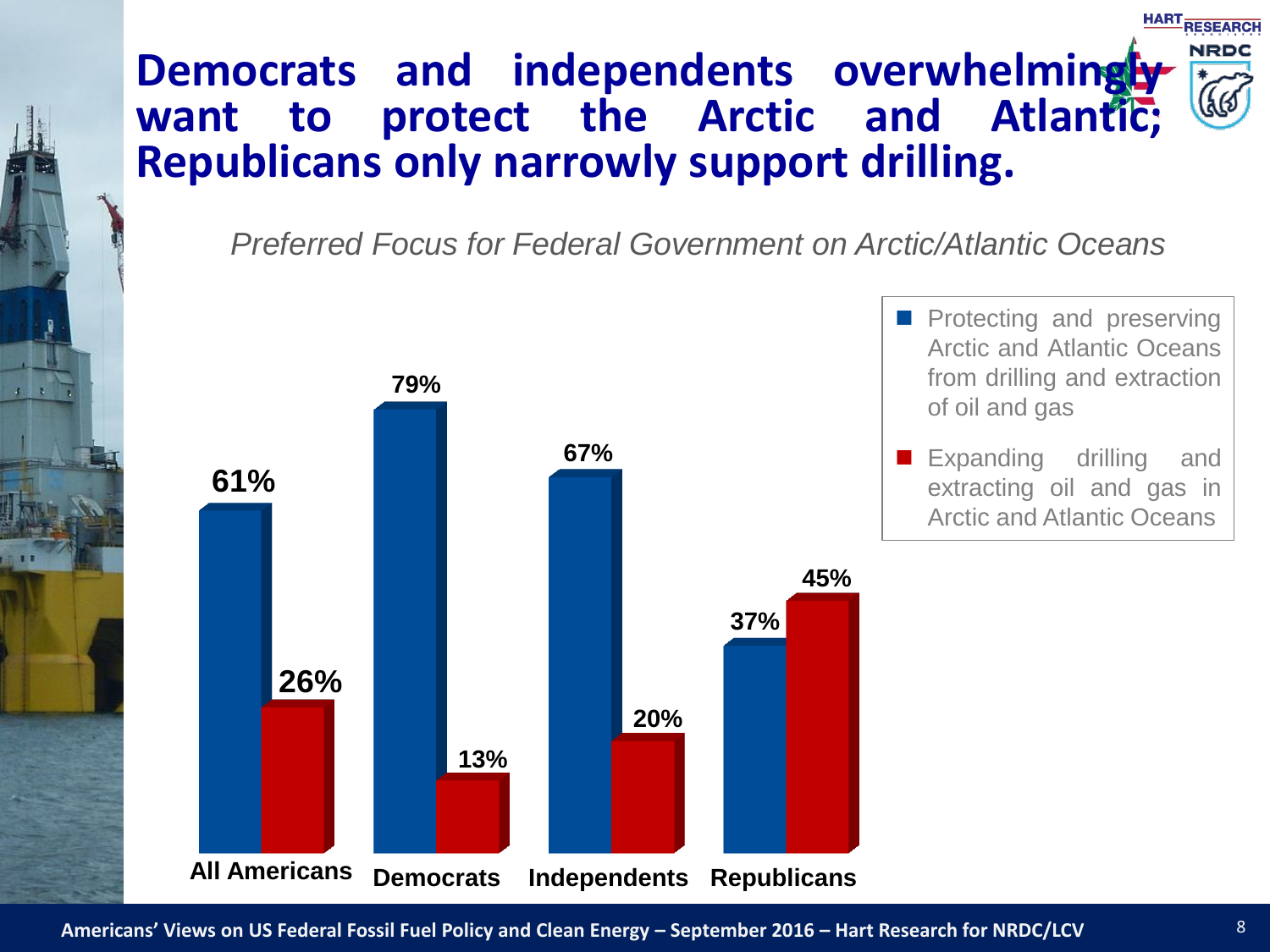# Democrats and independents overwhelmingly want to protect the Arctic and Atlantic; Republicans only narrowly support drilling.

*Preferred Focus for Federal Government on Arctic/Atlantic Oceans*

| | Protecting and preserving Arctic and Atlantic Oceans from drilling and extraction of oil and gas | Expanding drilling and extracting oil and gas in Arctic and Atlantic Oceans |
|---|---|---|
| All Americans | 61% | 26% |
| Democrats | 79% | 13% |
| Independents | 67% | 20% |
| Republicans | 37% | 45% |

Americans' Views on US Federal Fossil Fuel Policy and Clean Energy – September 2016 – Hart Research for NRDC/LCV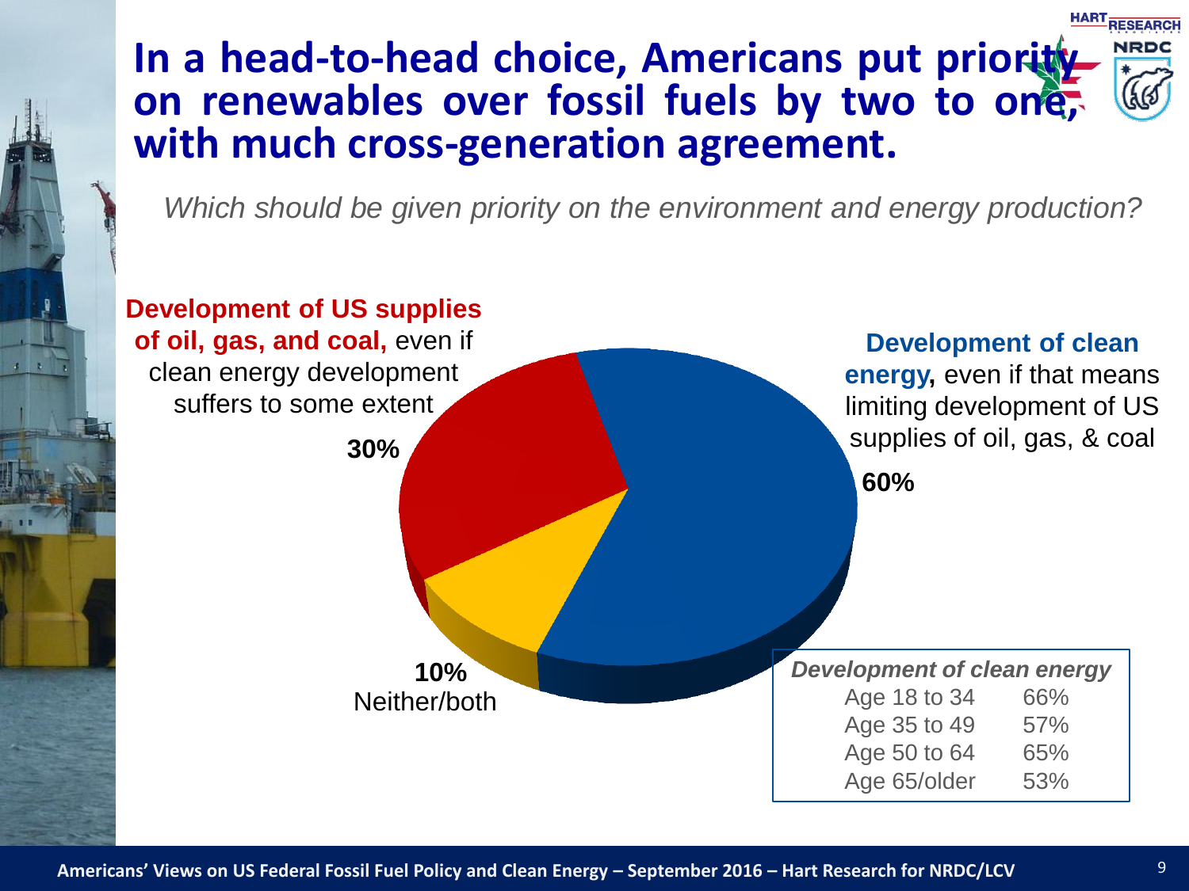# In a head-to-head choice, Americans put priority on renewables over fossil fuels by two to one, with much cross-generation agreement.

*Which should be given priority on the environment and energy production?*

**Development of US supplies of oil, gas, and coal,** even if clean energy development suffers to some extent

**30%**

**Development of clean energy,** even if that means limiting development of US supplies of oil, gas, & coal

**60%**

**10%**
Neither/both

| *Development of clean energy* | |
|---|---|
| Age 18 to 34 | 66% |
| Age 35 to 49 | 57% |
| Age 50 to 64 | 65% |
| Age 65/older | 53% |

**Americans' Views on US Federal Fossil Fuel Policy and Clean Energy – September 2016 – Hart Research for NRDC/LCV**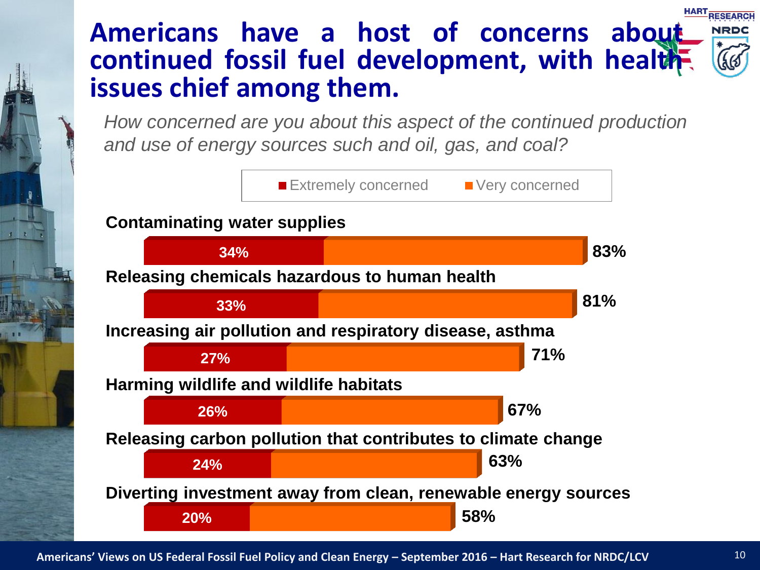# Americans have a host of concerns about continued fossil fuel development, with health issues chief among them.

*How concerned are you about this aspect of the continued production and use of energy sources such and oil, gas, and coal?*

| Aspect | Extremely concerned | Extremely/Very concerned (total) |
|---|---|---|
| Contaminating water supplies | 34% | 83% |
| Releasing chemicals hazardous to human health | 33% | 81% |
| Increasing air pollution and respiratory disease, asthma | 27% | 71% |
| Harming wildlife and wildlife habitats | 26% | 67% |
| Releasing carbon pollution that contributes to climate change | 24% | 63% |
| Diverting investment away from clean, renewable energy sources | 20% | 58% |

Americans' Views on US Federal Fossil Fuel Policy and Clean Energy – September 2016 – Hart Research for NRDC/LCV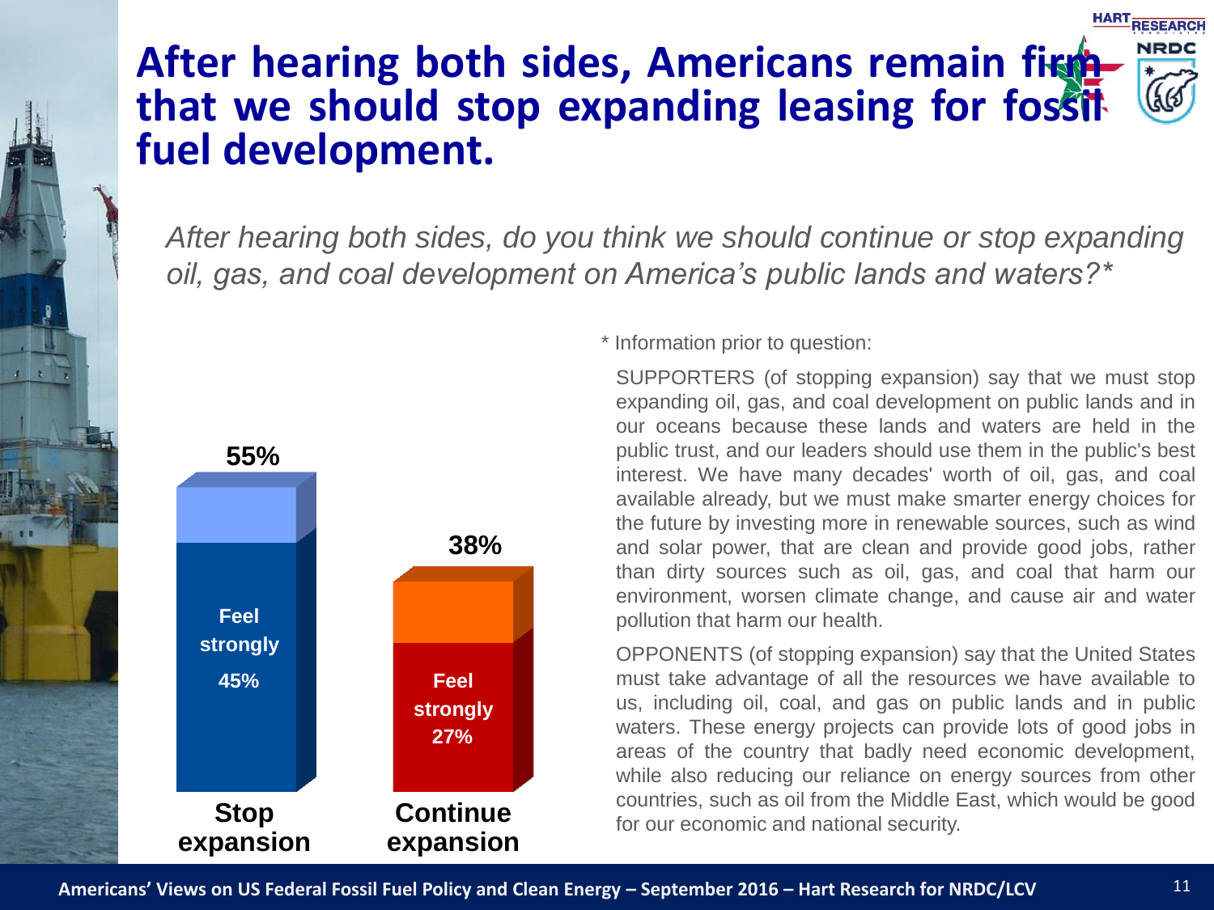# After hearing both sides, Americans remain firm that we should stop expanding leasing for fossil fuel development.

*After hearing both sides, do you think we should continue or stop expanding oil, gas, and coal development on America's public lands and waters?\**

| | Total | Feel strongly |
|---|---|---|
| Stop expansion | 55% | 45% |
| Continue expansion | 38% | 27% |

\* Information prior to question:

SUPPORTERS (of stopping expansion) say that we must stop expanding oil, gas, and coal development on public lands and in our oceans because these lands and waters are held in the public trust, and our leaders should use them in the public's best interest. We have many decades' worth of oil, gas, and coal available already, but we must make smarter energy choices for the future by investing more in renewable sources, such as wind and solar power, that are clean and provide good jobs, rather than dirty sources such as oil, gas, and coal that harm our environment, worsen climate change, and cause air and water pollution that harm our health.

OPPONENTS (of stopping expansion) say that the United States must take advantage of all the resources we have available to us, including oil, coal, and gas on public lands and in public waters. These energy projects can provide lots of good jobs in areas of the country that badly need economic development, while also reducing our reliance on energy sources from other countries, such as oil from the Middle East, which would be good for our economic and national security.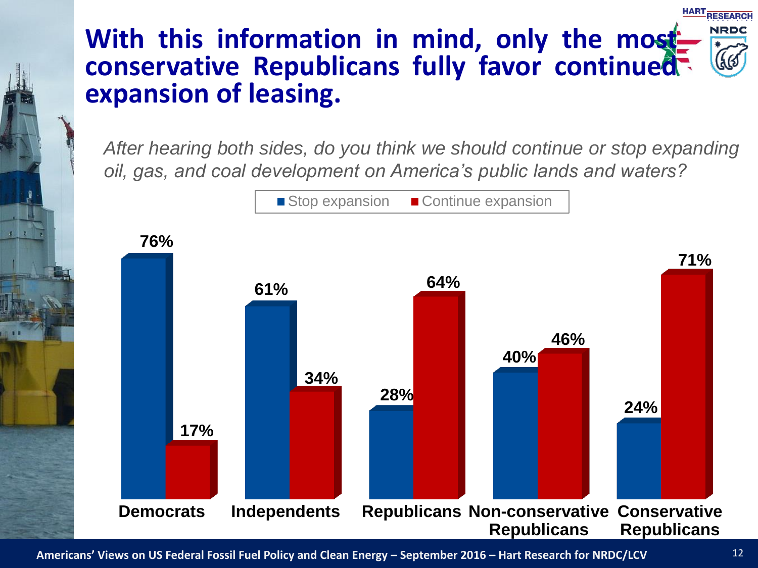# With this information in mind, only the most conservative Republicans fully favor continued expansion of leasing.

*After hearing both sides, do you think we should continue or stop expanding oil, gas, and coal development on America's public lands and waters?*

| | Stop expansion | Continue expansion |
|---|---|---|
| Democrats | 76% | 17% |
| Independents | 61% | 34% |
| Republicans | 28% | 64% |
| Non-conservative Republicans | 40% | 46% |
| Conservative Republicans | 24% | 71% |

Americans' Views on US Federal Fossil Fuel Policy and Clean Energy – September 2016 – Hart Research for NRDC/LCV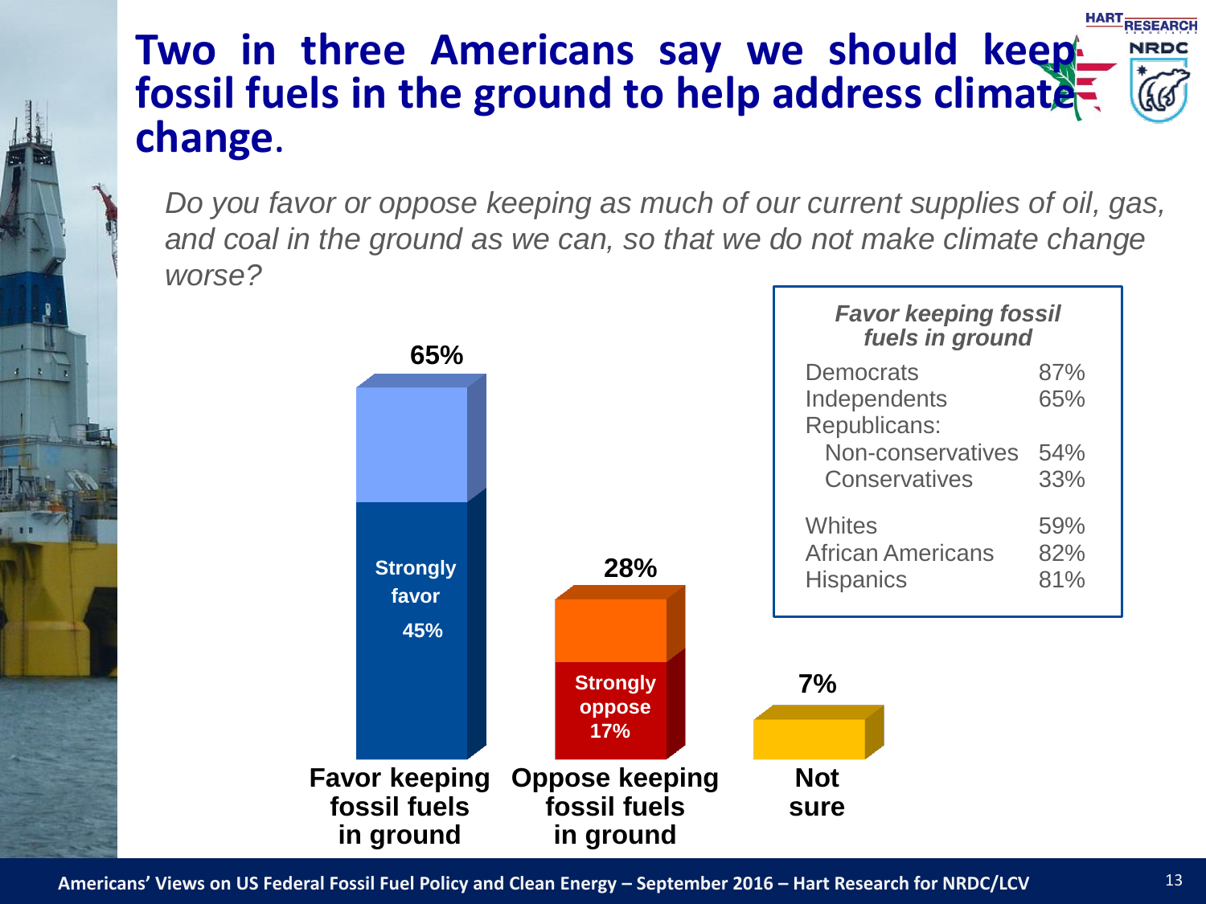# Two in three Americans say we should keep fossil fuels in the ground to help address climate change.

*Do you favor or oppose keeping as much of our current supplies of oil, gas, and coal in the ground as we can, so that we do not make climate change worse?*

| Response | Total | Strongly |
|---|---|---|
| Favor keeping fossil fuels in ground | 65% | Strongly favor 45% |
| Oppose keeping fossil fuels in ground | 28% | Strongly oppose 17% |
| Not sure | 7% | |

| *Favor keeping fossil fuels in ground* | |
|---|---|
| Democrats | 87% |
| Independents | 65% |
| Republicans: | |
| Non-conservatives | 54% |
| Conservatives | 33% |
| Whites | 59% |
| African Americans | 82% |
| Hispanics | 81% |

Americans' Views on US Federal Fossil Fuel Policy and Clean Energy – September 2016 – Hart Research for NRDC/LCV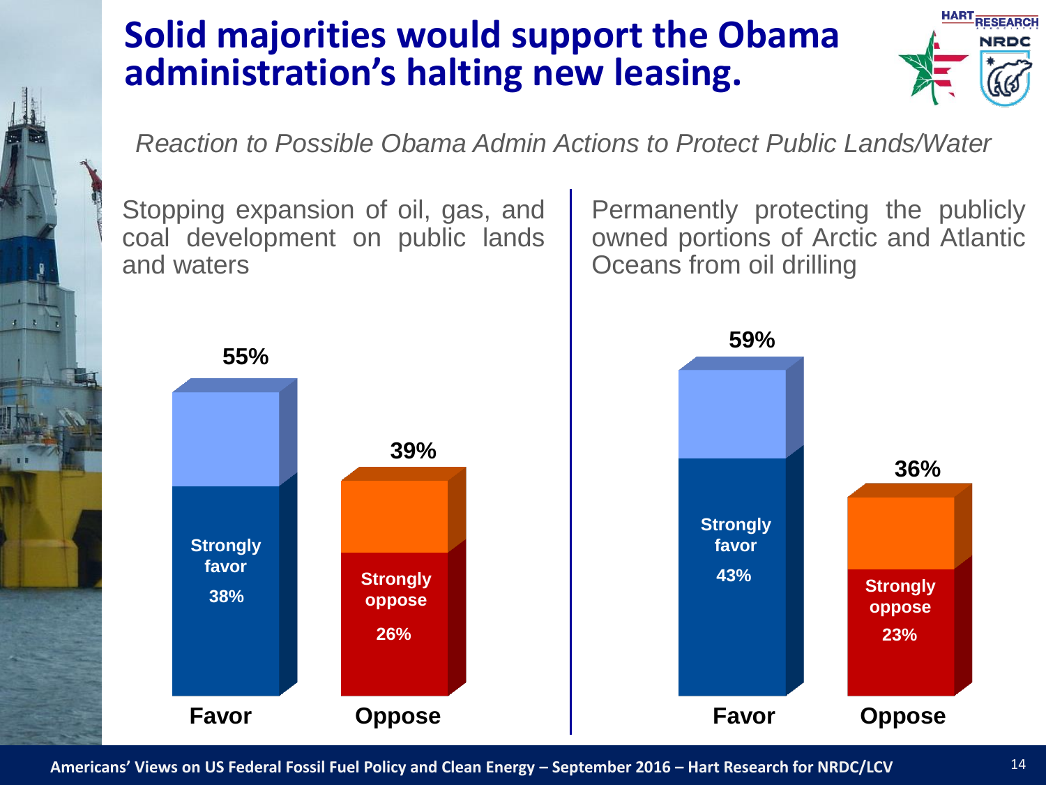# Solid majorities would support the Obama administration's halting new leasing.

*Reaction to Possible Obama Admin Actions to Protect Public Lands/Water*

| | Stopping expansion of oil, gas, and coal development on public lands and waters | Permanently protecting the publicly owned portions of Arctic and Atlantic Oceans from oil drilling |
|---|---|---|
| Favor | 55% | 59% |
| Strongly favor | 38% | 43% |
| Oppose | 39% | 36% |
| Strongly oppose | 26% | 23% |

Americans' Views on US Federal Fossil Fuel Policy and Clean Energy – September 2016 – Hart Research for NRDC/LCV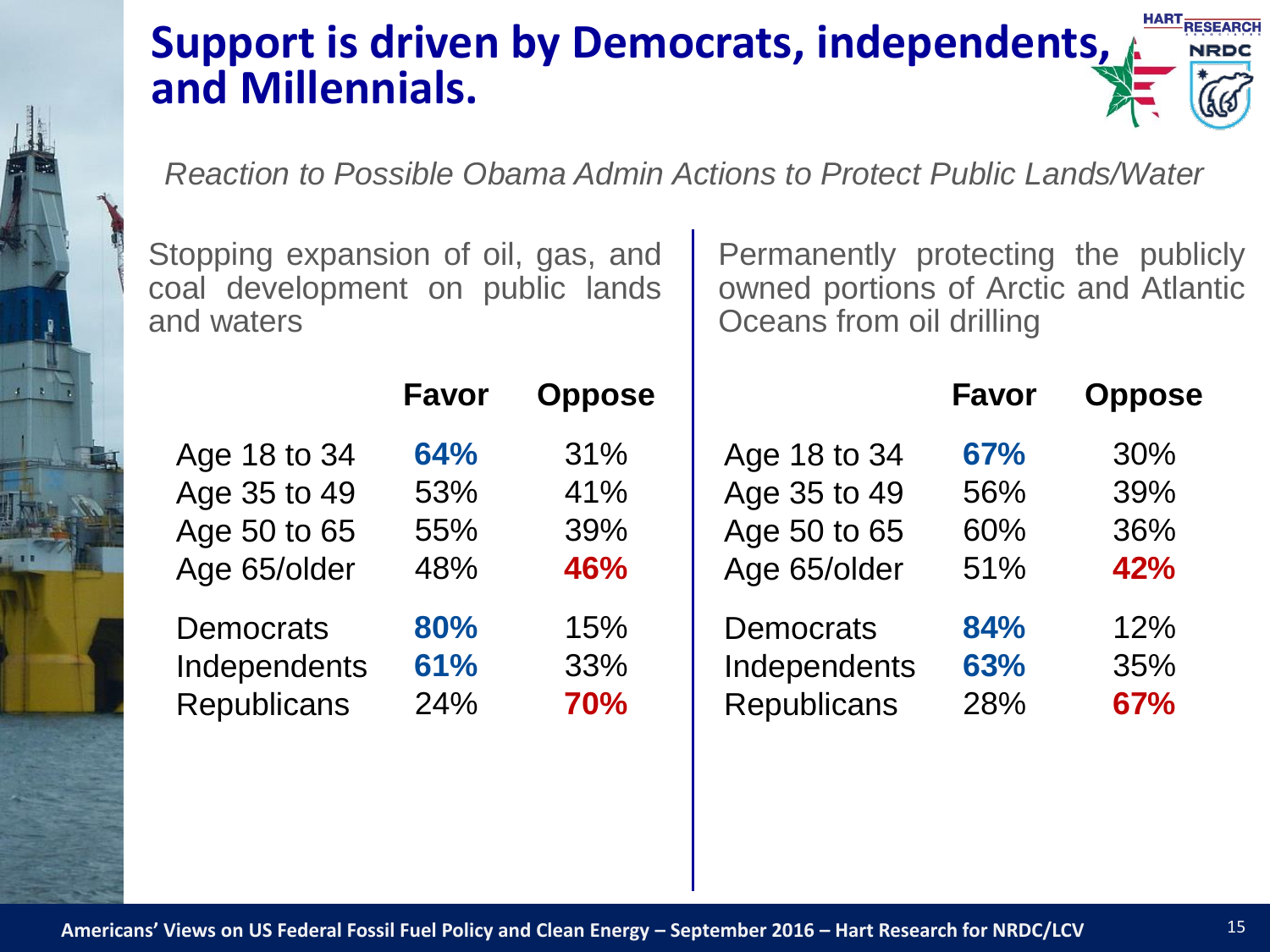# Support is driven by Democrats, independents, and Millennials.

*Reaction to Possible Obama Admin Actions to Protect Public Lands/Water*

Stopping expansion of oil, gas, and coal development on public lands and waters

| | Favor | Oppose |
|---|---|---|
| Age 18 to 34 | **64%** | 31% |
| Age 35 to 49 | 53% | 41% |
| Age 50 to 65 | 55% | 39% |
| Age 65/older | 48% | **46%** |
| Democrats | **80%** | 15% |
| Independents | **61%** | 33% |
| Republicans | 24% | **70%** |

Permanently protecting the publicly owned portions of Arctic and Atlantic Oceans from oil drilling

| | Favor | Oppose |
|---|---|---|
| Age 18 to 34 | **67%** | 30% |
| Age 35 to 49 | 56% | 39% |
| Age 50 to 65 | 60% | 36% |
| Age 65/older | 51% | **42%** |
| Democrats | **84%** | 12% |
| Independents | **63%** | 35% |
| Republicans | 28% | **67%** |

Americans' Views on US Federal Fossil Fuel Policy and Clean Energy – September 2016 – Hart Research for NRDC/LCV